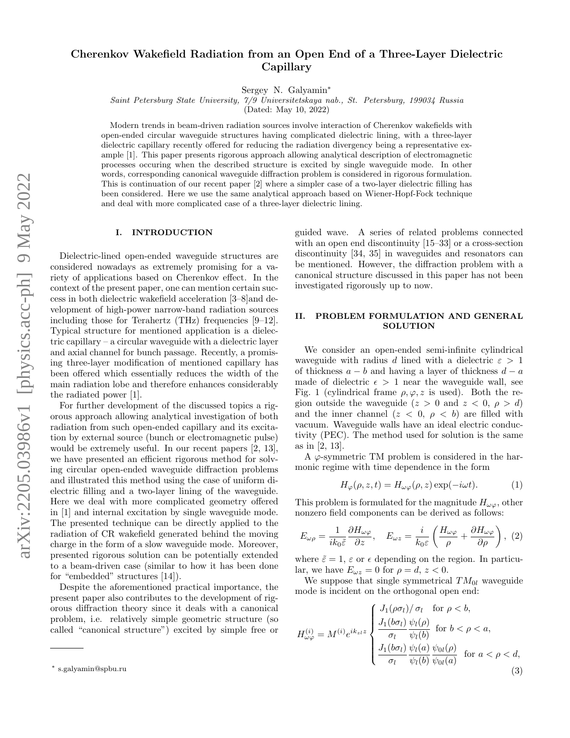# Cherenkov Wakefield Radiation from an Open End of a Three-Layer Dielectric Capillary

Sergey N. Galyamin*

*Saint Petersburg State University, 7/9 Universitetskaya nab., St. Petersburg, 199034 Russia*

(Dated: May 10, 2022)

Modern trends in beam-driven radiation sources involve interaction of Cherenkov wakefields with open-ended circular waveguide structures having complicated dielectric lining, with a three-layer dielectric capillary recently offered for reducing the radiation divergency being a representative example [1]. This paper presents rigorous approach allowing analytical description of electromagnetic processes occuring when the described structure is excited by single waveguide mode. In other words, corresponding canonical waveguide diffraction problem is considered in rigorous formulation. This is continuation of our recent paper [2] where a simpler case of a two-layer dielectric filling has been considered. Here we use the same analytical approach based on Wiener-Hopf-Fock technique and deal with more complicated case of a three-layer dielectric lining.

## I. INTRODUCTION

Dielectric-lined open-ended waveguide structures are considered nowadays as extremely promising for a variety of applications based on Cherenkov effect. In the context of the present paper, one can mention certain success in both dielectric wakefield acceleration [3–8]and development of high-power narrow-band radiation sources including those for Terahertz (THz) frequencies [9–12]. Typical structure for mentioned application is a dielectric capillary – a circular waveguide with a dielectric layer and axial channel for bunch passage. Recently, a promising three-layer modification of mentioned capillary has been offered which essentially reduces the width of the main radiation lobe and therefore enhances considerably the radiated power [1].

For further development of the discussed topics a rigorous approach allowing analytical investigation of both radiation from such open-ended capillary and its excitation by external source (bunch or electromagnetic pulse) would be extremely useful. In our recent papers [2, 13], we have presented an efficient rigorous method for solving circular open-ended waveguide diffraction problems and illustrated this method using the case of uniform dielectric filling and a two-layer lining of the waveguide. Here we deal with more complicated geometry offered in [1] and internal excitation by single waveguide mode. The presented technique can be directly applied to the radiation of CR wakefield generated behind the moving charge in the form of a slow waveguide mode. Moreover, presented rigorous solution can be potentially extended to a beam-driven case (similar to how it has been done for "embedded" structures [14]).

Despite the aforementioned practical importance, the present paper also contributes to the development of rigorous diffraction theory since it deals with a canonical problem, i.e. relatively simple geometric structure (so called "canonical structure") excited by simple free or guided wave. A series of related problems connected with an open end discontinuity [15–33] or a cross-section discontinuity [34, 35] in waveguides and resonators can be mentioned. However, the diffraction problem with a canonical structure discussed in this paper has not been investigated rigorously up to now.

## II. PROBLEM FORMULATION AND GENERAL SOLUTION

We consider an open-ended semi-infinite cylindrical waveguide with radius $d$ lined with a dielectric $\varepsilon > 1$ of thickness $a - b$ and having a layer of thickness $d - a$ made of dielectric $\epsilon > 1$ near the waveguide wall, see Fig. 1 (cylindrical frame $\rho, \varphi, z$ is used). Both the region outside the waveguide ($z > 0$ and $z < 0$, $\rho > d$) and the inner channel ($z < 0$, $\rho < b$) are filled with vacuum. Waveguide walls have an ideal electric conductivity (PEC). The method used for solution is the same as in [2, 13].

A $\varphi$-symmetric TM problem is considered in the harmonic regime with time dependence in the form

$$H_{\varphi}(\rho, z, t) = H_{\omega\varphi}(\rho, z) \exp(-i\omega t). \tag{1}$$

This problem is formulated for the magnitude $H_{\omega\varphi}$, other nonzero field components can be derived as follows:

$$E_{\omega\rho} = \frac{1}{ik_0\tilde{\varepsilon}} \frac{\partial H_{\omega\varphi}}{\partial z}, \quad E_{\omega z} = \frac{i}{k_0\varepsilon} \left( \frac{H_{\omega\varphi}}{\rho} + \frac{\partial H_{\omega\varphi}}{\partial \rho} \right), \tag{2}$$

where $\tilde{\varepsilon} = 1$, $\varepsilon$ or $\epsilon$ depending on the region. In particular, we have $E_{\omega z} = 0$ for $\rho = d$, $z < 0$.

We suppose that single symmetrical $TM_{0l}$ waveguide mode is incident on the orthogonal open end:

$$H^{(i)}_{\omega\varphi} = M^{(i)} e^{ik_{zl}z} \begin{cases} J_1(\rho\sigma_l)/\sigma_l & \text{for } \rho < b, \\ \dfrac{J_1(b\sigma_l)}{\sigma_l} \dfrac{\psi_l(\rho)}{\psi_l(b)} & \text{for } b < \rho < a, \\ \dfrac{J_1(b\sigma_l)}{\sigma_l} \dfrac{\psi_l(a)}{\psi_l(b)} \dfrac{\psi_{0l}(\rho)}{\psi_{0l}(a)} & \text{for } a < \rho < d, \end{cases} \tag{3}$$

* s.galyamin@spbu.ru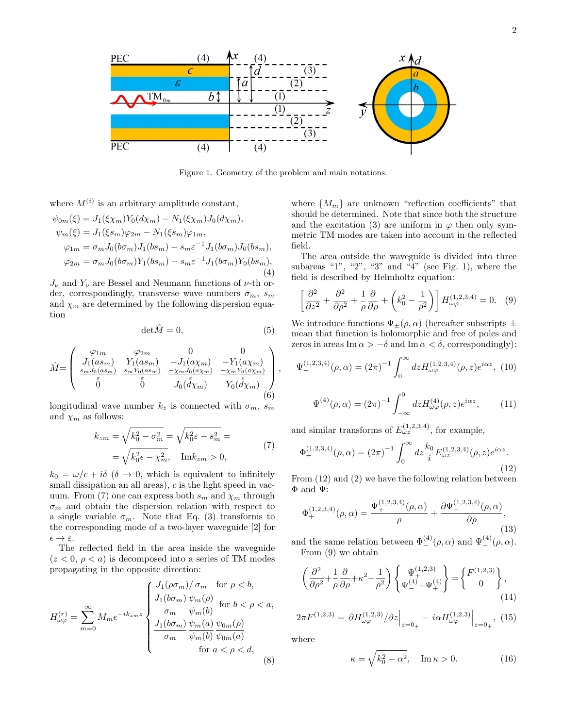Figure 1. Geometry of the problem and main notations.

where $M^{(i)}$ is an arbitrary amplitude constant,

$$
\begin{aligned}
\psi_{0m}(\xi) &= J_1(\xi\chi_m)Y_0(d\chi_m) - N_1(\xi\chi_m)J_0(d\chi_m),\\
\psi_m(\xi) &= J_1(\xi s_m)\varphi_{2m} - N_1(\xi s_m)\varphi_{1m},\\
\varphi_{1m} &= \sigma_m J_0(b\sigma_m)J_1(bs_m) - s_m\varepsilon^{-1}J_1(b\sigma_m)J_0(bs_m),\\
\varphi_{2m} &= \sigma_m J_0(b\sigma_m)Y_1(bs_m) - s_m\varepsilon^{-1}J_1(b\sigma_m)Y_0(bs_m),
\end{aligned}
\tag{4}
$$

$J_\nu$ and $Y_\nu$ are Bessel and Neumann functions of $\nu$-th order, correspondingly, transverse wave numbers $\sigma_m$, $s_m$ and $\chi_m$ are determined by the following dispersion equation

$$
\det\hat{M} = 0, \tag{5}
$$

$$
\hat{M} = \begin{pmatrix}
\varphi_{1m} & \varphi_{2m} & 0 & 0\\
J_1(as_m) & Y_1(as_m) & -J_1(a\chi_m) & -Y_1(a\chi_m)\\
\frac{s_m J_0(as_m)}{\varepsilon} & \frac{s_m Y_0(as_m)}{\varepsilon} & \frac{-\chi_m J_0(a\chi_m)}{\epsilon} & \frac{-\chi_m Y_0(a\chi_m)}{\epsilon}\\
0 & 0 & J_0(d\chi_m) & Y_0(d\chi_m)
\end{pmatrix}, \tag{6}
$$

longitudinal wave number $k_z$ is connected with $\sigma_m$, $s_m$ and $\chi_m$ as follows:

$$
\begin{aligned}
k_{zm} &= \sqrt{k_0^2 - \sigma_m^2} = \sqrt{k_0^2\varepsilon - s_m^2} = \\
&= \sqrt{k_0^2\epsilon - \chi_m^2}, \quad \mathrm{Im}k_{zm} > 0,
\end{aligned}
\tag{7}
$$

$k_0 = \omega/c + i\delta$ ($\delta \to 0$, which is equivalent to infinitely small dissipation an all areas), $c$ is the light speed in vacuum. From (7) one can express both $s_m$ and $\chi_m$ through $\sigma_m$ and obtain the dispersion relation with respect to a single variable $\sigma_m$. Note that Eq. (3) transforms to the corresponding mode of a two-layer waveguide [2] for $\epsilon \to \varepsilon$.

The reflected field in the area inside the waveguide ($z < 0$, $\rho < a$) is decomposed into a series of TM modes propagating in the opposite direction:

$$
H_{\omega\varphi}^{(r)} = \sum_{m=0}^{\infty} M_m e^{-ik_{zm}z}
\begin{cases}
J_1(\rho\sigma_m)/\sigma_m & \text{for } \rho < b,\\
\dfrac{J_1(b\sigma_m)}{\sigma_m}\dfrac{\psi_m(\rho)}{\psi_m(b)} & \text{for } b < \rho < a,\\
\dfrac{J_1(b\sigma_m)}{\sigma_m}\dfrac{\psi_m(a)}{\psi_m(b)}\dfrac{\psi_{0m}(\rho)}{\psi_{0m}(a)} & \\
\qquad \text{for } a < \rho < d,
\end{cases}
\tag{8}
$$

where $\{M_m\}$ are unknown "reflection coefficients" that should be determined. Note that since both the structure and the excitation (3) are uniform in $\varphi$ then only symmetric TM modes are taken into account in the reflected field.

The area outside the waveguide is divided into three subareas "1", "2", "3" and "4" (see Fig. 1), where the field is described by Helmholtz equation:

$$
\left[\frac{\partial^2}{\partial z^2} + \frac{\partial^2}{\partial\rho^2} + \frac{1}{\rho}\frac{\partial}{\partial\rho} + \left(k_0^2 - \frac{1}{\rho^2}\right)\right] H_{\omega\varphi}^{(1,2,3,4)} = 0. \tag{9}
$$

We introduce functions $\Psi_\pm(\rho,\alpha)$ (hereafter subscripts $\pm$ mean that function is holomorphic and free of poles and zeros in areas $\mathrm{Im}\,\alpha > -\delta$ and $\mathrm{Im}\,\alpha < \delta$, correspondingly):

$$
\Psi_+^{(1,2,3,4)}(\rho,\alpha) = (2\pi)^{-1}\int_0^\infty dz H_{\omega\varphi}^{(1,2,3,4)}(\rho,z)e^{i\alpha z}, \tag{10}
$$

$$
\Psi_-^{(4)}(\rho,\alpha) = (2\pi)^{-1}\int_{-\infty}^0 dz H_{\omega\varphi}^{(4)}(\rho,z)e^{i\alpha z}, \tag{11}
$$

and similar transforms of $E_{\omega z}^{(1,2,3,4)}$, for example,

$$
\Phi_+^{(1,2,3,4)}(\rho,\alpha) = (2\pi)^{-1}\int_0^\infty dz\frac{k_0}{i}E_{\omega z}^{(1,2,3,4)}(\rho,z)e^{i\alpha z}. \tag{12}
$$

From (12) and (2) we have the following relation between $\Phi$ and $\Psi$:

$$
\Phi_+^{(1,2,3,4)}(\rho,\alpha) = \frac{\Psi_+^{(1,2,3,4)}(\rho,\alpha)}{\rho} + \frac{\partial\Psi_+^{(1,2,3,4)}(\rho,\alpha)}{\partial\rho}, \tag{13}
$$

and the same relation between $\Phi_-^{(4)}(\rho,\alpha)$ and $\Psi_-^{(4)}(\rho,\alpha)$.

From (9) we obtain

$$
\left(\frac{\partial^2}{\partial\rho^2} + \frac{1}{\rho}\frac{\partial}{\partial\rho} + \kappa^2 - \frac{1}{\rho^2}\right)
\begin{Bmatrix}\Psi_+^{(1,2,3)}\\ \Psi_-^{(4)} + \Psi_+^{(4)}\end{Bmatrix}
= \begin{Bmatrix}F^{(1,2,3)}\\ 0\end{Bmatrix}, \tag{14}
$$

$$
2\pi F^{(1,2,3)} = \partial H_{\omega\varphi}^{(1,2,3)}/\partial z\Big|_{z=0_+} - i\alpha H_{\omega\varphi}^{(1,2,3)}\Big|_{z=0_+}, \tag{15}
$$

where

$$
\kappa = \sqrt{k_0^2 - \alpha^2}, \quad \mathrm{Im}\,\kappa > 0. \tag{16}
$$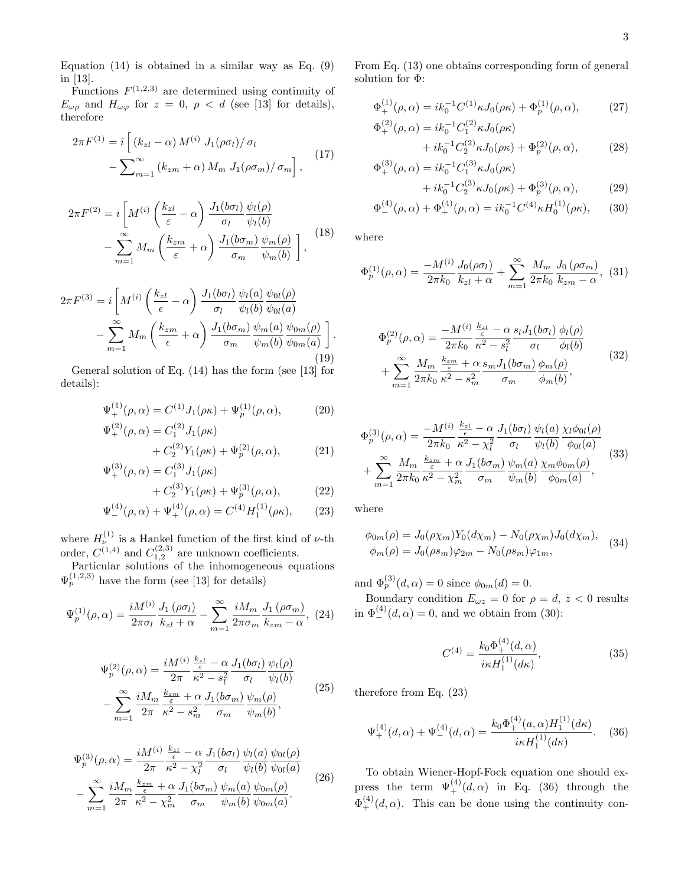Equation (14) is obtained in a similar way as Eq. (9) in [13].

Functions $F^{(1,2,3)}$ are determined using continuity of $E_{\omega\rho}$ and $H_{\omega\varphi}$ for $z = 0$, $\rho < d$ (see [13] for details), therefore

$$2\pi F^{(1)} = i\Big[\,(k_{zl} - \alpha)\,M^{(i)}\;J_1(\rho\sigma_l)/\,\sigma_l - \sum\nolimits_{m=1}^{\infty}(k_{zm} + \alpha)\,M_m\;J_1(\rho\sigma_m)/\,\sigma_m\Big], \tag{17}$$

$$2\pi F^{(2)} = i\left[M^{(i)}\left(\frac{k_{zl}}{\varepsilon} - \alpha\right)\frac{J_1(b\sigma_l)}{\sigma_l}\frac{\psi_l(\rho)}{\psi_l(b)} - \sum_{m=1}^{\infty} M_m\left(\frac{k_{zm}}{\varepsilon} + \alpha\right)\frac{J_1(b\sigma_m)}{\sigma_m}\frac{\psi_m(\rho)}{\psi_m(b)}\;\right], \tag{18}$$

$$2\pi F^{(3)} = i\left[M^{(i)}\left(\frac{k_{zl}}{\epsilon} - \alpha\right)\frac{J_1(b\sigma_l)}{\sigma_l}\frac{\psi_l(a)}{\psi_l(b)}\frac{\psi_{0l}(\rho)}{\psi_{0l}(a)} - \sum_{m=1}^{\infty} M_m\left(\frac{k_{zm}}{\epsilon} + \alpha\right)\frac{J_1(b\sigma_m)}{\sigma_m}\frac{\psi_m(a)}{\psi_m(b)}\frac{\psi_{0m}(\rho)}{\psi_{0m}(a)}\;\right]. \tag{19}$$

General solution of Eq. (14) has the form (see [13] for details):

$$\Psi_+^{(1)}(\rho,\alpha) = C^{(1)}J_1(\rho\kappa) + \Psi_p^{(1)}(\rho,\alpha), \tag{20}$$

$$\Psi_+^{(2)}(\rho,\alpha) = C_1^{(2)}J_1(\rho\kappa) + C_2^{(2)}Y_1(\rho\kappa) + \Psi_p^{(2)}(\rho,\alpha), \tag{21}$$

$$\Psi_+^{(3)}(\rho,\alpha) = C_1^{(3)}J_1(\rho\kappa) + C_2^{(3)}Y_1(\rho\kappa) + \Psi_p^{(3)}(\rho,\alpha), \tag{22}$$

$$\Psi_-^{(4)}(\rho,\alpha) + \Psi_+^{(4)}(\rho,\alpha) = C^{(4)}H_1^{(1)}(\rho\kappa), \tag{23}$$

where $H_\nu^{(1)}$ is a Hankel function of the first kind of $\nu$-th order, $C^{(1,4)}$ and $C_{1,2}^{(2,3)}$ are unknown coefficients.

Particular solutions of the inhomogeneous equations $\Psi_p^{(1,2,3)}$ have the form (see [13] for details)

$$\Psi_p^{(1)}(\rho,\alpha) = \frac{iM^{(i)}}{2\pi\sigma_l}\frac{J_1(\rho\sigma_l)}{k_{zl} + \alpha} - \sum_{m=1}^{\infty}\frac{iM_m}{2\pi\sigma_m}\frac{J_1(\rho\sigma_m)}{k_{zm} - \alpha}, \tag{24}$$

$$\Psi_p^{(2)}(\rho,\alpha) = \frac{iM^{(i)}}{2\pi}\frac{\frac{k_{zl}}{\varepsilon} - \alpha}{\kappa^2 - s_l^2}\frac{J_1(b\sigma_l)}{\sigma_l}\frac{\psi_l(\rho)}{\psi_l(b)} - \sum_{m=1}^{\infty}\frac{iM_m}{2\pi}\frac{\frac{k_{zm}}{\varepsilon} + \alpha}{\kappa^2 - s_m^2}\frac{J_1(b\sigma_m)}{\sigma_m}\frac{\psi_m(\rho)}{\psi_m(b)}, \tag{25}$$

$$\Psi_p^{(3)}(\rho,\alpha) = \frac{iM^{(i)}}{2\pi}\frac{\frac{k_{zl}}{\epsilon} - \alpha}{\kappa^2 - \chi_l^2}\frac{J_1(b\sigma_l)}{\sigma_l}\frac{\psi_l(a)}{\psi_l(b)}\frac{\psi_{0l}(\rho)}{\psi_{0l}(a)} - \sum_{m=1}^{\infty}\frac{iM_m}{2\pi}\frac{\frac{k_{zm}}{\epsilon} + \alpha}{\kappa^2 - \chi_m^2}\frac{J_1(b\sigma_m)}{\sigma_m}\frac{\psi_m(a)}{\psi_m(b)}\frac{\psi_{0m}(\rho)}{\psi_{0m}(a)}. \tag{26}$$

From Eq. (13) one obtains corresponding form of general solution for $\Phi$:

$$\Phi_+^{(1)}(\rho,\alpha) = ik_0^{-1}C^{(1)}\kappa J_0(\rho\kappa) + \Phi_p^{(1)}(\rho,\alpha), \tag{27}$$

$$\Phi_+^{(2)}(\rho,\alpha) = ik_0^{-1}C_1^{(2)}\kappa J_0(\rho\kappa) + ik_0^{-1}C_2^{(2)}\kappa J_0(\rho\kappa) + \Phi_p^{(2)}(\rho,\alpha), \tag{28}$$

$$\Phi_+^{(3)}(\rho,\alpha) = ik_0^{-1}C_1^{(3)}\kappa J_0(\rho\kappa) + ik_0^{-1}C_2^{(3)}\kappa J_0(\rho\kappa) + \Phi_p^{(3)}(\rho,\alpha), \tag{29}$$

$$\Phi_-^{(4)}(\rho,\alpha) + \Phi_+^{(4)}(\rho,\alpha) = ik_0^{-1}C^{(4)}\kappa H_0^{(1)}(\rho\kappa), \tag{30}$$

where

$$\Phi_p^{(1)}(\rho,\alpha) = \frac{-M^{(i)}}{2\pi k_0}\frac{J_0(\rho\sigma_l)}{k_{zl} + \alpha} + \sum_{m=1}^{\infty}\frac{M_m}{2\pi k_0}\frac{J_0(\rho\sigma_m)}{k_{zm} - \alpha}, \tag{31}$$

$$\Phi_p^{(2)}(\rho,\alpha) = \frac{-M^{(i)}}{2\pi k_0}\frac{\frac{k_{zl}}{\varepsilon} - \alpha}{\kappa^2 - s_l^2}\frac{s_l J_1(b\sigma_l)}{\sigma_l}\frac{\phi_l(\rho)}{\phi_l(b)} + \sum_{m=1}^{\infty}\frac{M_m}{2\pi k_0}\frac{\frac{k_{zm}}{\varepsilon} + \alpha}{\kappa^2 - s_m^2}\frac{s_m J_1(b\sigma_m)}{\sigma_m}\frac{\phi_m(\rho)}{\phi_m(b)}, \tag{32}$$

$$\Phi_p^{(3)}(\rho,\alpha) = \frac{-M^{(i)}}{2\pi k_0}\frac{\frac{k_{zl}}{\epsilon} - \alpha}{\kappa^2 - \chi_l^2}\frac{J_1(b\sigma_l)}{\sigma_l}\frac{\psi_l(a)}{\psi_l(b)}\frac{\chi_l\phi_{0l}(\rho)}{\phi_{0l}(a)} + \sum_{m=1}^{\infty}\frac{M_m}{2\pi k_0}\frac{\frac{k_{zm}}{\epsilon} + \alpha}{\kappa^2 - \chi_m^2}\frac{J_1(b\sigma_m)}{\sigma_m}\frac{\psi_m(a)}{\psi_m(b)}\frac{\chi_m\phi_{0m}(\rho)}{\phi_{0m}(a)}, \tag{33}$$

where

$$\begin{aligned}\phi_{0m}(\rho) &= J_0(\rho\chi_m)Y_0(d\chi_m) - N_0(\rho\chi_m)J_0(d\chi_m),\\ \phi_m(\rho) &= J_0(\rho s_m)\varphi_{2m} - N_0(\rho s_m)\varphi_{1m},\end{aligned} \tag{34}$$

and $\Phi_p^{(3)}(d,\alpha) = 0$ since $\phi_{0m}(d) = 0$.

Boundary condition $E_{\omega z} = 0$ for $\rho = d$, $z < 0$ results in $\Phi_-^{(4)}(d,\alpha) = 0$, and we obtain from (30):

$$C^{(4)} = \frac{k_0\Phi_+^{(4)}(d,\alpha)}{i\kappa H_1^{(1)}(d\kappa)}, \tag{35}$$

therefore from Eq. (23)

$$\Psi_+^{(4)}(d,\alpha) + \Psi_-^{(4)}(d,\alpha) = \frac{k_0\Phi_+^{(4)}(a,\alpha)H_1^{(1)}(d\kappa)}{i\kappa H_1^{(1)}(d\kappa)}. \tag{36}$$

To obtain Wiener-Hopf-Fock equation one should express the term $\Psi_+^{(4)}(d,\alpha)$ in Eq. (36) through the $\Phi_+^{(4)}(d,\alpha)$. This can be done using the continuity con-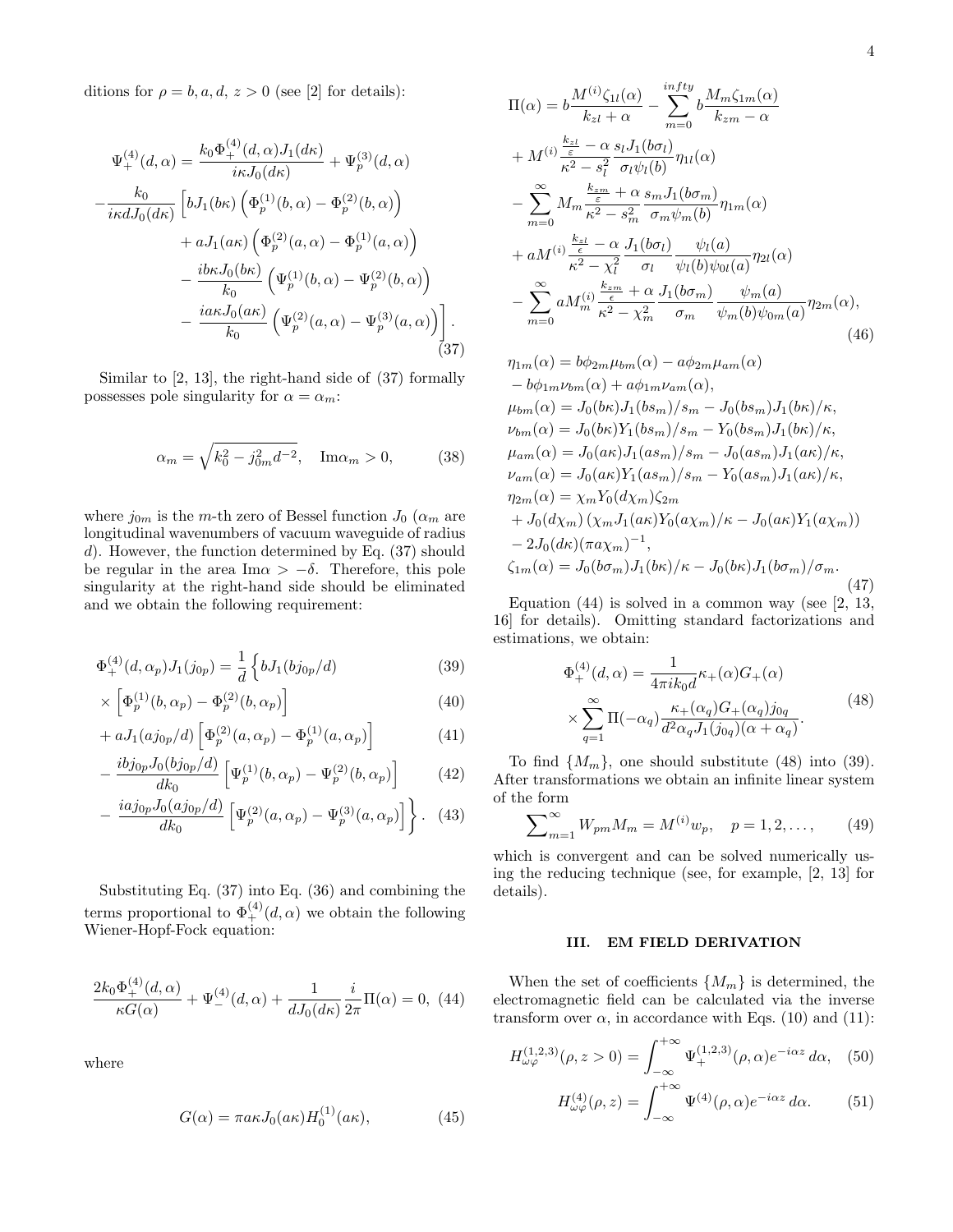ditions for $\rho = b, a, d,\ z > 0$ (see [2] for details):

$$
\begin{aligned}
\Psi_+^{(4)}(d,\alpha) &= \frac{k_0 \Phi_+^{(4)}(d,\alpha) J_1(d\kappa)}{i\kappa J_0(d\kappa)} + \Psi_p^{(3)}(d,\alpha) \\
-\frac{k_0}{i\kappa d J_0(d\kappa)} &\Big[ b J_1(b\kappa) \left( \Phi_p^{(1)}(b,\alpha) - \Phi_p^{(2)}(b,\alpha) \right) \\
&+ a J_1(a\kappa) \left( \Phi_p^{(2)}(a,\alpha) - \Phi_p^{(1)}(a,\alpha) \right) \\
&- \frac{i b \kappa J_0(b\kappa)}{k_0} \left( \Psi_p^{(1)}(b,\alpha) - \Psi_p^{(2)}(b,\alpha) \right) \\
&- \frac{i a \kappa J_0(a\kappa)}{k_0} \left( \Psi_p^{(2)}(a,\alpha) - \Psi_p^{(3)}(a,\alpha) \right) \Big]. \quad (37)
\end{aligned}
$$

Similar to [2, 13], the right-hand side of (37) formally possesses pole singularity for $\alpha = \alpha_m$:

$$
\alpha_m = \sqrt{k_0^2 - j_{0m}^2 d^{-2}}, \quad \mathrm{Im}\alpha_m > 0, \qquad (38)
$$

where $j_{0m}$ is the $m$-th zero of Bessel function $J_0$ ($\alpha_m$ are longitudinal wavenumbers of vacuum waveguide of radius $d$). However, the function determined by Eq. (37) should be regular in the area $\mathrm{Im}\alpha > -\delta$. Therefore, this pole singularity at the right-hand side should be eliminated and we obtain the following requirement:

$$
\begin{aligned}
\Phi_+^{(4)}(d,\alpha_p) J_1(j_{0p}) &= \frac{1}{d} \Big\{ b J_1(b j_{0p}/d) & (39) \\
&\times \left[ \Phi_p^{(1)}(b,\alpha_p) - \Phi_p^{(2)}(b,\alpha_p) \right] & (40) \\
&+ a J_1(a j_{0p}/d) \left[ \Phi_p^{(2)}(a,\alpha_p) - \Phi_p^{(1)}(a,\alpha_p) \right] & (41) \\
&- \frac{i b j_{0p} J_0(b j_{0p}/d)}{d k_0} \left[ \Psi_p^{(1)}(b,\alpha_p) - \Psi_p^{(2)}(b,\alpha_p) \right] & (42) \\
&- \frac{i a j_{0p} J_0(a j_{0p}/d)}{d k_0} \left[ \Psi_p^{(2)}(a,\alpha_p) - \Psi_p^{(3)}(a,\alpha_p) \right] \Big\}. & (43)
\end{aligned}
$$

Substituting Eq. (37) into Eq. (36) and combining the terms proportional to $\Phi_+^{(4)}(d,\alpha)$ we obtain the following Wiener-Hopf-Fock equation:

$$
\frac{2k_0 \Phi_+^{(4)}(d,\alpha)}{\kappa G(\alpha)} + \Psi_-^{(4)}(d,\alpha) + \frac{1}{d J_0(d\kappa)} \frac{i}{2\pi} \Pi(\alpha) = 0, \quad (44)
$$

where

$$
G(\alpha) = \pi a \kappa J_0(a\kappa) H_0^{(1)}(a\kappa), \qquad (45)
$$

$$
\begin{aligned}
\Pi(\alpha) &= b \frac{M^{(i)} \zeta_{1l}(\alpha)}{k_{zl} + \alpha} - \sum_{m=0}^{infty} b \frac{M_m \zeta_{1m}(\alpha)}{k_{zm} - \alpha} \\
&+ M^{(i)} \frac{\frac{k_{zl}}{\varepsilon} - \alpha}{\kappa^2 - s_l^2} \frac{s_l J_1(b\sigma_l)}{\sigma_l \psi_l(b)} \eta_{1l}(\alpha) \\
&- \sum_{m=0}^{\infty} M_m \frac{\frac{k_{zm}}{\varepsilon} + \alpha}{\kappa^2 - s_m^2} \frac{s_m J_1(b\sigma_m)}{\sigma_m \psi_m(b)} \eta_{1m}(\alpha) \\
&+ a M^{(i)} \frac{\frac{k_{zl}}{\epsilon} - \alpha}{\kappa^2 - \chi_l^2} \frac{J_1(b\sigma_l)}{\sigma_l} \frac{\psi_l(a)}{\psi_l(b)\psi_{0l}(a)} \eta_{2l}(\alpha) \\
&- \sum_{m=0}^{\infty} a M_m^{(i)} \frac{\frac{k_{zm}}{\epsilon} + \alpha}{\kappa^2 - \chi_m^2} \frac{J_1(b\sigma_m)}{\sigma_m} \frac{\psi_m(a)}{\psi_m(b)\psi_{0m}(a)} \eta_{2m}(\alpha),
\end{aligned}
\qquad (46)
$$

$$
\begin{aligned}
\eta_{1m}(\alpha) &= b\phi_{2m}\mu_{bm}(\alpha) - a\phi_{2m}\mu_{am}(\alpha) \\
&- b\phi_{1m}\nu_{bm}(\alpha) + a\phi_{1m}\nu_{am}(\alpha), \\
\mu_{bm}(\alpha) &= J_0(b\kappa)J_1(bs_m)/s_m - J_0(bs_m)J_1(b\kappa)/\kappa, \\
\nu_{bm}(\alpha) &= J_0(b\kappa)Y_1(bs_m)/s_m - Y_0(bs_m)J_1(b\kappa)/\kappa, \\
\mu_{am}(\alpha) &= J_0(a\kappa)J_1(as_m)/s_m - J_0(as_m)J_1(a\kappa)/\kappa, \\
\nu_{am}(\alpha) &= J_0(a\kappa)Y_1(as_m)/s_m - Y_0(as_m)J_1(a\kappa)/\kappa, \\
\eta_{2m}(\alpha) &= \chi_m Y_0(d\chi_m)\zeta_{2m} \\
&+ J_0(d\chi_m)\left(\chi_m J_1(a\kappa)Y_0(a\chi_m)/\kappa - J_0(a\kappa)Y_1(a\chi_m)\right) \\
&- 2J_0(d\kappa)(\pi a \chi_m)^{-1}, \\
\zeta_{1m}(\alpha) &= J_0(b\sigma_m)J_1(b\kappa)/\kappa - J_0(b\kappa)J_1(b\sigma_m)/\sigma_m.
\end{aligned}
\qquad (47)
$$

Equation (44) is solved in a common way (see [2, 13, 16] for details). Omitting standard factorizations and estimations, we obtain:

$$
\begin{aligned}
\Phi_+^{(4)}(d,\alpha) &= \frac{1}{4\pi i k_0 d} \kappa_+(\alpha) G_+(\alpha) \\
&\times \sum_{q=1}^{\infty} \Pi(-\alpha_q) \frac{\kappa_+(\alpha_q) G_+(\alpha_q) j_{0q}}{d^2 \alpha_q J_1(j_{0q})(\alpha + \alpha_q)}.
\end{aligned}
\qquad (48)
$$

To find $\{M_m\}$, one should substitute (48) into (39). After transformations we obtain an infinite linear system of the form

$$
\sum\nolimits_{m=1}^{\infty} W_{pm} M_m = M^{(i)} w_p, \quad p = 1, 2, \ldots, \qquad (49)
$$

which is convergent and can be solved numerically using the reducing technique (see, for example, [2, 13] for details).

## III. EM FIELD DERIVATION

When the set of coefficients $\{M_m\}$ is determined, the electromagnetic field can be calculated via the inverse transform over $\alpha$, in accordance with Eqs. (10) and (11):

$$
H_{\omega\varphi}^{(1,2,3)}(\rho, z > 0) = \int_{-\infty}^{+\infty} \Psi_+^{(1,2,3)}(\rho,\alpha) e^{-i\alpha z}\, d\alpha, \quad (50)
$$

$$
H_{\omega\varphi}^{(4)}(\rho, z) = \int_{-\infty}^{+\infty} \Psi^{(4)}(\rho,\alpha) e^{-i\alpha z}\, d\alpha. \qquad (51)
$$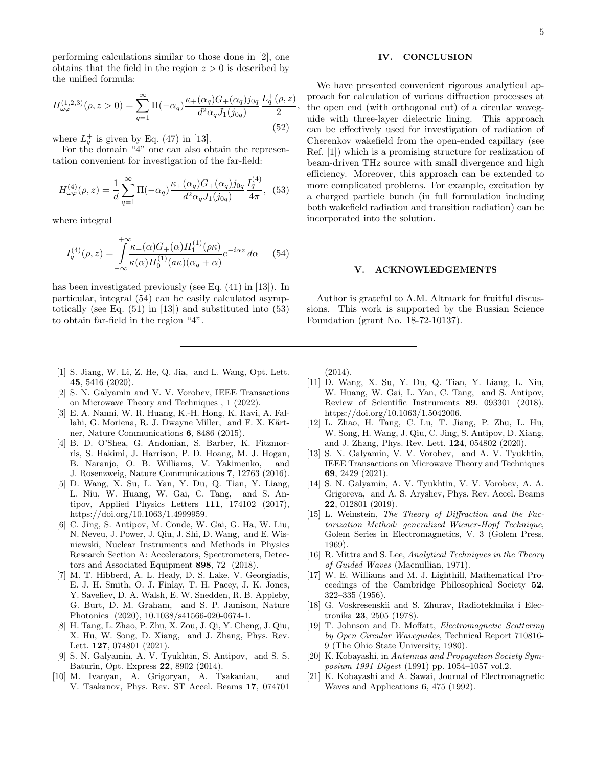performing calculations similar to those done in [2], one obtains that the field in the region $z > 0$ is described by the unified formula:

$$H_{\omega\varphi}^{(1,2,3)}(\rho, z > 0) = \sum_{q=1}^{\infty} \Pi(-\alpha_q) \frac{\kappa_+(\alpha_q) G_+(\alpha_q) j_{0q}}{d^2 \alpha_q J_1(j_{0q})} \frac{L_q^+(\rho, z)}{2}, \quad (52)$$

where $L_q^+$ is given by Eq. (47) in [13].

For the domain "4" one can also obtain the representation convenient for investigation of the far-field:

$$H_{\omega\varphi}^{(4)}(\rho, z) = \frac{1}{d} \sum_{q=1}^{\infty} \Pi(-\alpha_q) \frac{\kappa_+(\alpha_q) G_+(\alpha_q) j_{0q}}{d^2 \alpha_q J_1(j_{0q})} \frac{I_q^{(4)}}{4\pi}, \quad (53)$$

where integral

$$I_q^{(4)}(\rho, z) = \int_{-\infty}^{+\infty} \frac{\kappa_+(\alpha) G_+(\alpha) H_1^{(1)}(\rho\kappa)}{\kappa(\alpha) H_0^{(1)}(a\kappa)(\alpha_q + \alpha)} e^{-i\alpha z} \, d\alpha \quad (54)$$

has been investigated previously (see Eq. (41) in [13]). In particular, integral (54) can be easily calculated asymptotically (see Eq. (51) in [13]) and substituted into (53) to obtain far-field in the region "4".

## IV. CONCLUSION

We have presented convenient rigorous analytical approach for calculation of various diffraction processes at the open end (with orthogonal cut) of a circular waveguide with three-layer dielectric lining. This approach can be effectively used for investigation of radiation of Cherenkov wakefield from the open-ended capillary (see Ref. [1]) which is a promising structure for realization of beam-driven THz source with small divergence and high efficiency. Moreover, this approach can be extended to more complicated problems. For example, excitation by a charged particle bunch (in full formulation including both wakefield radiation and transition radiation) can be incorporated into the solution.

## V. ACKNOWLEDGEMENTS

Author is grateful to A.M. Altmark for fruitful discussions. This work is supported by the Russian Science Foundation (grant No. 18-72-10137).

---

[1] S. Jiang, W. Li, Z. He, Q. Jia, and L. Wang, Opt. Lett. **45**, 5416 (2020).

[2] S. N. Galyamin and V. V. Vorobev, IEEE Transactions on Microwave Theory and Techniques , 1 (2022).

[3] E. A. Nanni, W. R. Huang, K.-H. Hong, K. Ravi, A. Fallahi, G. Moriena, R. J. Dwayne Miller, and F. X. Kärtner, Nature Communications **6**, 8486 (2015).

[4] B. D. O'Shea, G. Andonian, S. Barber, K. Fitzmorris, S. Hakimi, J. Harrison, P. D. Hoang, M. J. Hogan, B. Naranjo, O. B. Williams, V. Yakimenko, and J. Rosenzweig, Nature Communications **7**, 12763 (2016).

[5] D. Wang, X. Su, L. Yan, Y. Du, Q. Tian, Y. Liang, L. Niu, W. Huang, W. Gai, C. Tang, and S. Antipov, Applied Physics Letters **111**, 174102 (2017), https://doi.org/10.1063/1.4999959.

[6] C. Jing, S. Antipov, M. Conde, W. Gai, G. Ha, W. Liu, N. Neveu, J. Power, J. Qiu, J. Shi, D. Wang, and E. Wisniewski, Nuclear Instruments and Methods in Physics Research Section A: Accelerators, Spectrometers, Detectors and Associated Equipment **898**, 72 (2018).

[7] M. T. Hibberd, A. L. Healy, D. S. Lake, V. Georgiadis, E. J. H. Smith, O. J. Finlay, T. H. Pacey, J. K. Jones, Y. Saveliev, D. A. Walsh, E. W. Snedden, R. B. Appleby, G. Burt, D. M. Graham, and S. P. Jamison, Nature Photonics (2020), 10.1038/s41566-020-0674-1.

[8] H. Tang, L. Zhao, P. Zhu, X. Zou, J. Qi, Y. Cheng, J. Qiu, X. Hu, W. Song, D. Xiang, and J. Zhang, Phys. Rev. Lett. **127**, 074801 (2021).

[9] S. N. Galyamin, A. V. Tyukhtin, S. Antipov, and S. S. Baturin, Opt. Express **22**, 8902 (2014).

[10] M. Ivanyan, A. Grigoryan, A. Tsakanian, and V. Tsakanov, Phys. Rev. ST Accel. Beams **17**, 074701 (2014).

[11] D. Wang, X. Su, Y. Du, Q. Tian, Y. Liang, L. Niu, W. Huang, W. Gai, L. Yan, C. Tang, and S. Antipov, Review of Scientific Instruments **89**, 093301 (2018), https://doi.org/10.1063/1.5042006.

[12] L. Zhao, H. Tang, C. Lu, T. Jiang, P. Zhu, L. Hu, W. Song, H. Wang, J. Qiu, C. Jing, S. Antipov, D. Xiang, and J. Zhang, Phys. Rev. Lett. **124**, 054802 (2020).

[13] S. N. Galyamin, V. V. Vorobev, and A. V. Tyukhtin, IEEE Transactions on Microwave Theory and Techniques **69**, 2429 (2021).

[14] S. N. Galyamin, A. V. Tyukhtin, V. V. Vorobev, A. A. Grigoreva, and A. S. Aryshev, Phys. Rev. Accel. Beams **22**, 012801 (2019).

[15] L. Weinstein, *The Theory of Diffraction and the Factorization Method: generalized Wiener-Hopf Technique*, Golem Series in Electromagnetics, V. 3 (Golem Press, 1969).

[16] R. Mittra and S. Lee, *Analytical Techniques in the Theory of Guided Waves* (Macmillian, 1971).

[17] W. E. Williams and M. J. Lighthill, Mathematical Proceedings of the Cambridge Philosophical Society **52**, 322–335 (1956).

[18] G. Voskresenskii and S. Zhurav, Radiotekhnika i Electronika **23**, 2505 (1978).

[19] T. Johnson and D. Moffatt, *Electromagnetic Scattering by Open Circular Waveguides*, Technical Report 710816-9 (The Ohio State University, 1980).

[20] K. Kobayashi, in *Antennas and Propagation Society Symposium 1991 Digest* (1991) pp. 1054–1057 vol.2.

[21] K. Kobayashi and A. Sawai, Journal of Electromagnetic Waves and Applications **6**, 475 (1992).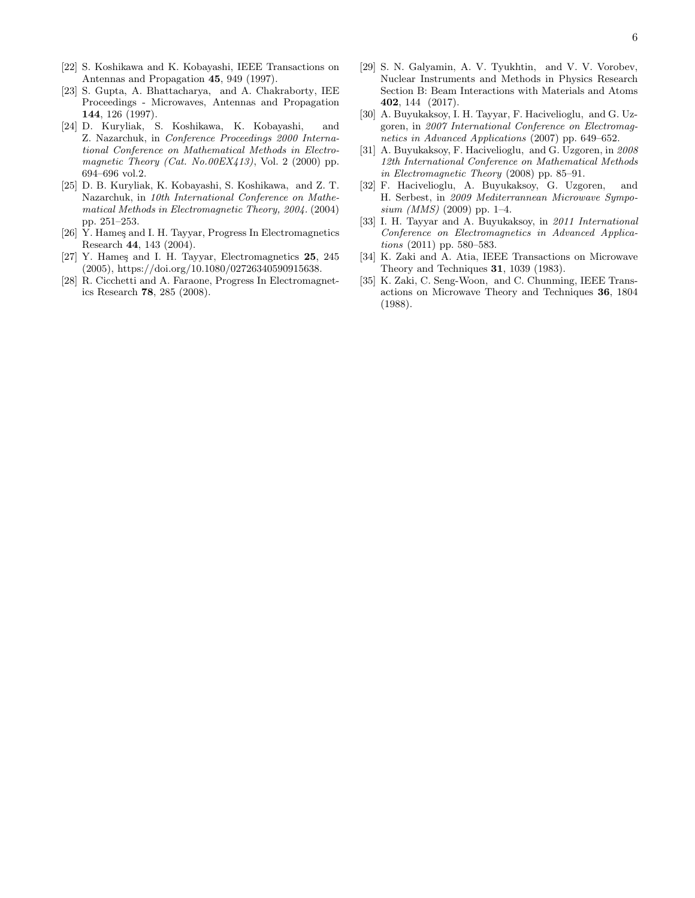[22] S. Koshikawa and K. Kobayashi, IEEE Transactions on Antennas and Propagation **45**, 949 (1997).

[23] S. Gupta, A. Bhattacharya, and A. Chakraborty, IEE Proceedings - Microwaves, Antennas and Propagation **144**, 126 (1997).

[24] D. Kuryliak, S. Koshikawa, K. Kobayashi, and Z. Nazarchuk, in *Conference Proceedings 2000 International Conference on Mathematical Methods in Electromagnetic Theory (Cat. No.00EX413)*, Vol. 2 (2000) pp. 694–696 vol.2.

[25] D. B. Kuryliak, K. Kobayashi, S. Koshikawa, and Z. T. Nazarchuk, in *10th International Conference on Mathematical Methods in Electromagnetic Theory, 2004.* (2004) pp. 251–253.

[26] Y. Hameş and I. H. Tayyar, Progress In Electromagnetics Research **44**, 143 (2004).

[27] Y. Hameş and I. H. Tayyar, Electromagnetics **25**, 245 (2005), https://doi.org/10.1080/02726340590915638.

[28] R. Cicchetti and A. Faraone, Progress In Electromagnetics Research **78**, 285 (2008).

[29] S. N. Galyamin, A. V. Tyukhtin, and V. V. Vorobev, Nuclear Instruments and Methods in Physics Research Section B: Beam Interactions with Materials and Atoms **402**, 144 (2017).

[30] A. Buyukaksoy, I. H. Tayyar, F. Hacivelioglu, and G. Uzgoren, in *2007 International Conference on Electromagnetics in Advanced Applications* (2007) pp. 649–652.

[31] A. Buyukaksoy, F. Hacivelioglu, and G. Uzgoren, in *2008 12th International Conference on Mathematical Methods in Electromagnetic Theory* (2008) pp. 85–91.

[32] F. Hacivelioglu, A. Buyukaksoy, G. Uzgoren, and H. Serbest, in *2009 Mediterrannean Microwave Symposium (MMS)* (2009) pp. 1–4.

[33] I. H. Tayyar and A. Buyukaksoy, in *2011 International Conference on Electromagnetics in Advanced Applications* (2011) pp. 580–583.

[34] K. Zaki and A. Atia, IEEE Transactions on Microwave Theory and Techniques **31**, 1039 (1983).

[35] K. Zaki, C. Seng-Woon, and C. Chunming, IEEE Transactions on Microwave Theory and Techniques **36**, 1804 (1988).